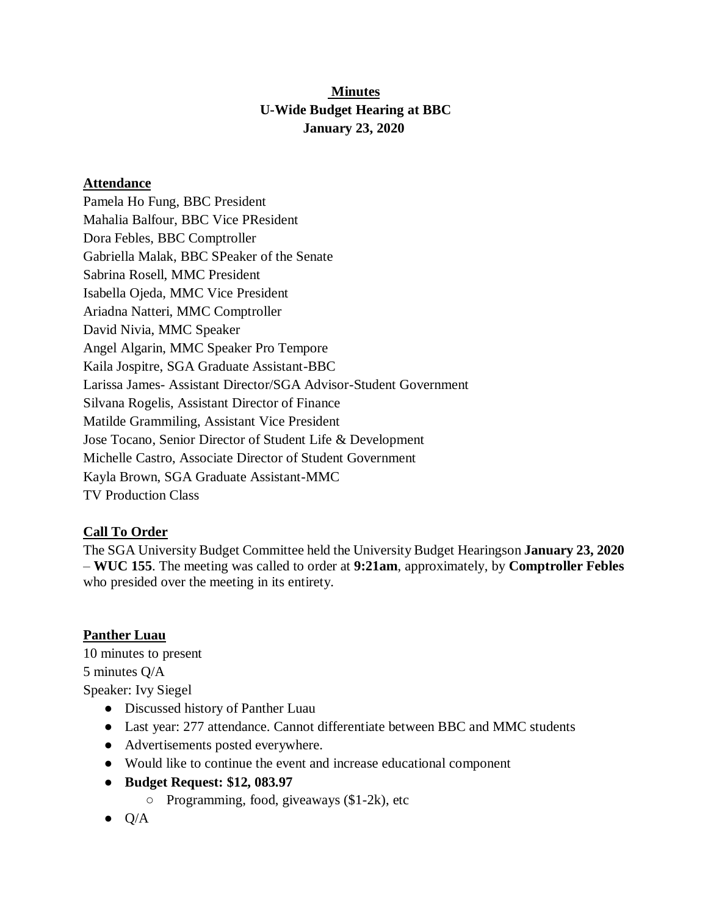**Minutes**
**U-Wide Budget Hearing at BBC**
**January 23, 2020**

## Attendance

Pamela Ho Fung, BBC President
Mahalia Balfour, BBC Vice PResident
Dora Febles, BBC Comptroller
Gabriella Malak, BBC SPeaker of the Senate
Sabrina Rosell, MMC President
Isabella Ojeda, MMC Vice President
Ariadna Natteri, MMC Comptroller
David Nivia, MMC Speaker
Angel Algarin, MMC Speaker Pro Tempore
Kaila Jospitre, SGA Graduate Assistant-BBC
Larissa James- Assistant Director/SGA Advisor-Student Government
Silvana Rogelis, Assistant Director of Finance
Matilde Grammiling, Assistant Vice President
Jose Tocano, Senior Director of Student Life & Development
Michelle Castro, Associate Director of Student Government
Kayla Brown, SGA Graduate Assistant-MMC
TV Production Class

## Call To Order

The SGA University Budget Committee held the University Budget Hearingson **January 23, 2020 – WUC 155**. The meeting was called to order at **9:21am**, approximately, by **Comptroller Febles** who presided over the meeting in its entirety.

## Panther Luau

10 minutes to present
5 minutes Q/A
Speaker: Ivy Siegel

- Discussed history of Panther Luau
- Last year: 277 attendance. Cannot differentiate between BBC and MMC students
- Advertisements posted everywhere.
- Would like to continue the event and increase educational component
- **Budget Request: $12, 083.97**
  - Programming, food, giveaways ($1-2k), etc
- Q/A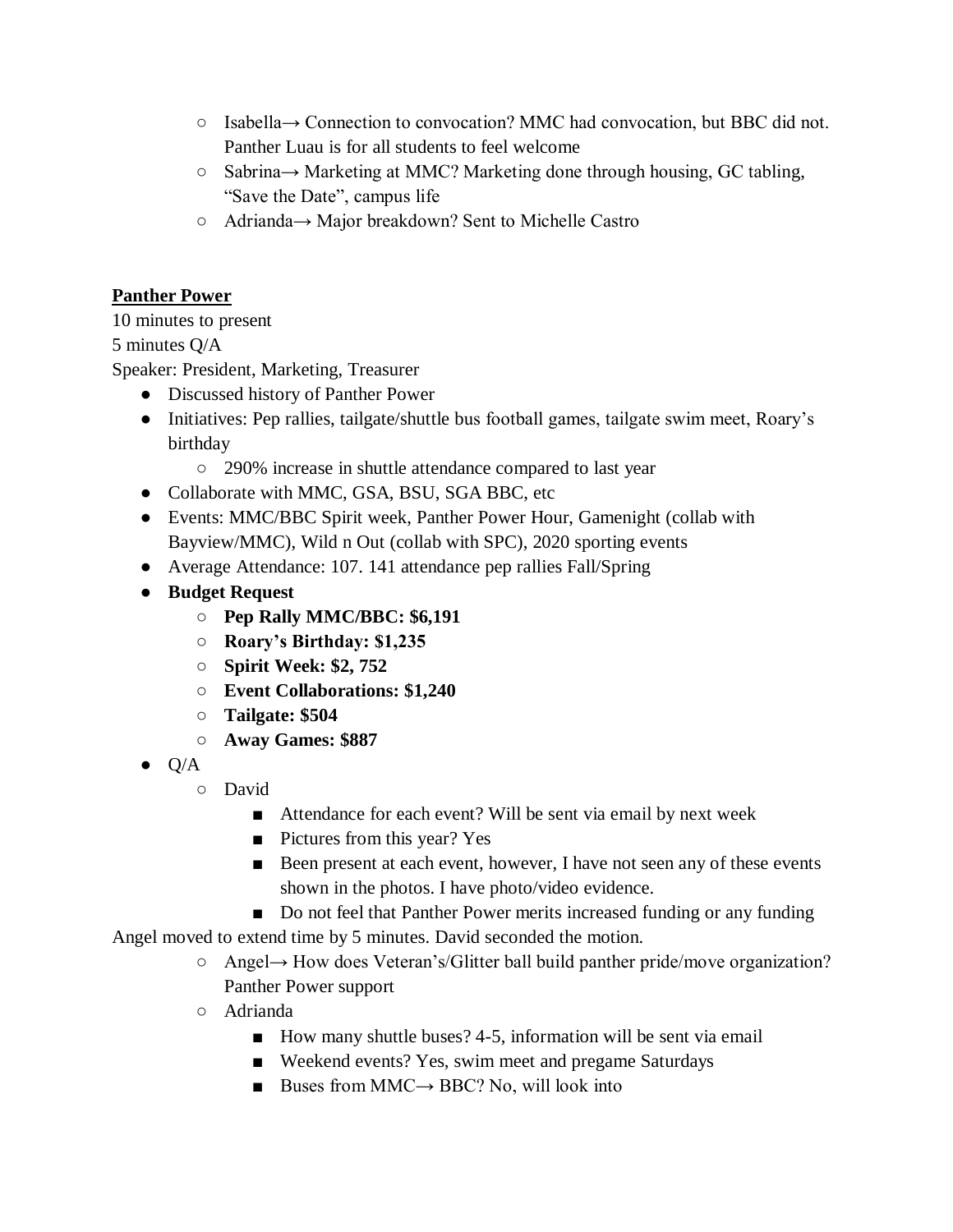- Isabella→ Connection to convocation? MMC had convocation, but BBC did not. Panther Luau is for all students to feel welcome
    - Sabrina→ Marketing at MMC? Marketing done through housing, GC tabling, "Save the Date", campus life
    - Adrianda→ Major breakdown? Sent to Michelle Castro

**<u>Panther Power</u>**

10 minutes to present

5 minutes Q/A

Speaker: President, Marketing, Treasurer

- Discussed history of Panther Power
- Initiatives: Pep rallies, tailgate/shuttle bus football games, tailgate swim meet, Roary's birthday
    - 290% increase in shuttle attendance compared to last year
- Collaborate with MMC, GSA, BSU, SGA BBC, etc
- Events: MMC/BBC Spirit week, Panther Power Hour, Gamenight (collab with Bayview/MMC), Wild n Out (collab with SPC), 2020 sporting events
- Average Attendance: 107. 141 attendance pep rallies Fall/Spring
- **Budget Request**
    - **Pep Rally MMC/BBC: $6,191**
    - **Roary's Birthday: $1,235**
    - **Spirit Week: $2, 752**
    - **Event Collaborations: $1,240**
    - **Tailgate: $504**
    - **Away Games: $887**
- Q/A
    - David
        - Attendance for each event? Will be sent via email by next week
        - Pictures from this year? Yes
        - Been present at each event, however, I have not seen any of these events shown in the photos. I have photo/video evidence.
        - Do not feel that Panther Power merits increased funding or any funding

Angel moved to extend time by 5 minutes. David seconded the motion.

    - Angel→ How does Veteran's/Glitter ball build panther pride/move organization? Panther Power support
    - Adrianda
        - How many shuttle buses? 4-5, information will be sent via email
        - Weekend events? Yes, swim meet and pregame Saturdays
        - Buses from MMC→ BBC? No, will look into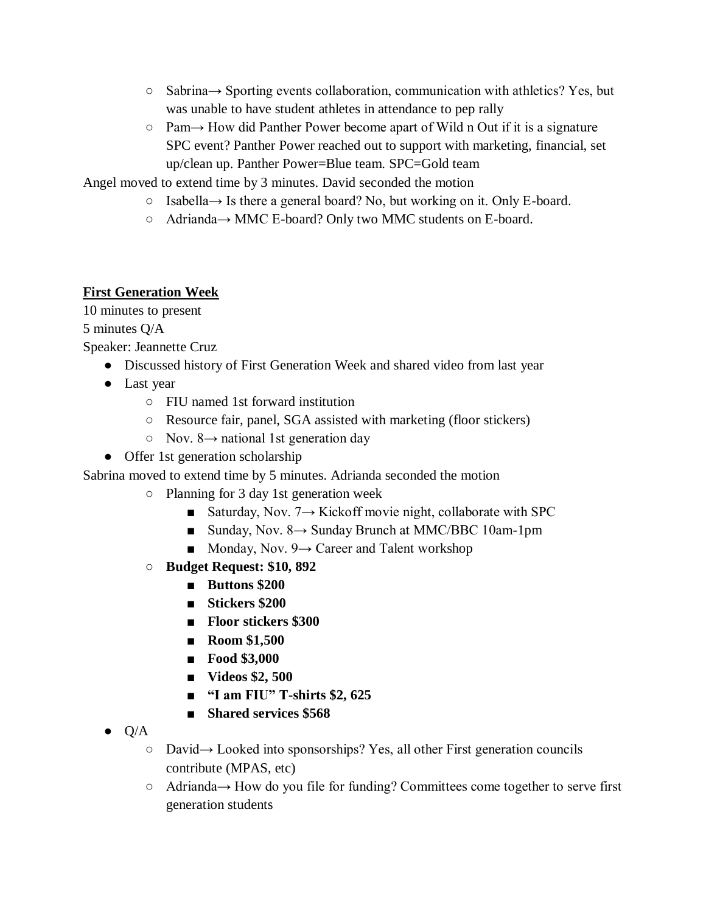- Sabrina→ Sporting events collaboration, communication with athletics? Yes, but was unable to have student athletes in attendance to pep rally
    - Pam→ How did Panther Power become apart of Wild n Out if it is a signature SPC event? Panther Power reached out to support with marketing, financial, set up/clean up. Panther Power=Blue team. SPC=Gold team

Angel moved to extend time by 3 minutes. David seconded the motion

    - Isabella→ Is there a general board? No, but working on it. Only E-board.
    - Adrianda→ MMC E-board? Only two MMC students on E-board.

**First Generation Week**

10 minutes to present

5 minutes Q/A

Speaker: Jeannette Cruz

- Discussed history of First Generation Week and shared video from last year
- Last year
    - FIU named 1st forward institution
    - Resource fair, panel, SGA assisted with marketing (floor stickers)
    - Nov. 8→ national 1st generation day
- Offer 1st generation scholarship

Sabrina moved to extend time by 5 minutes. Adrianda seconded the motion

    - Planning for 3 day 1st generation week
        - Saturday, Nov. 7→ Kickoff movie night, collaborate with SPC
        - Sunday, Nov. 8→ Sunday Brunch at MMC/BBC 10am-1pm
        - Monday, Nov. 9→ Career and Talent workshop
    - **Budget Request: $10, 892**
        - **Buttons $200**
        - **Stickers $200**
        - **Floor stickers $300**
        - **Room $1,500**
        - **Food $3,000**
        - **Videos $2, 500**
        - **“I am FIU” T-shirts $2, 625**
        - **Shared services $568**
- Q/A
    - David→ Looked into sponsorships? Yes, all other First generation councils contribute (MPAS, etc)
    - Adrianda→ How do you file for funding? Committees come together to serve first generation students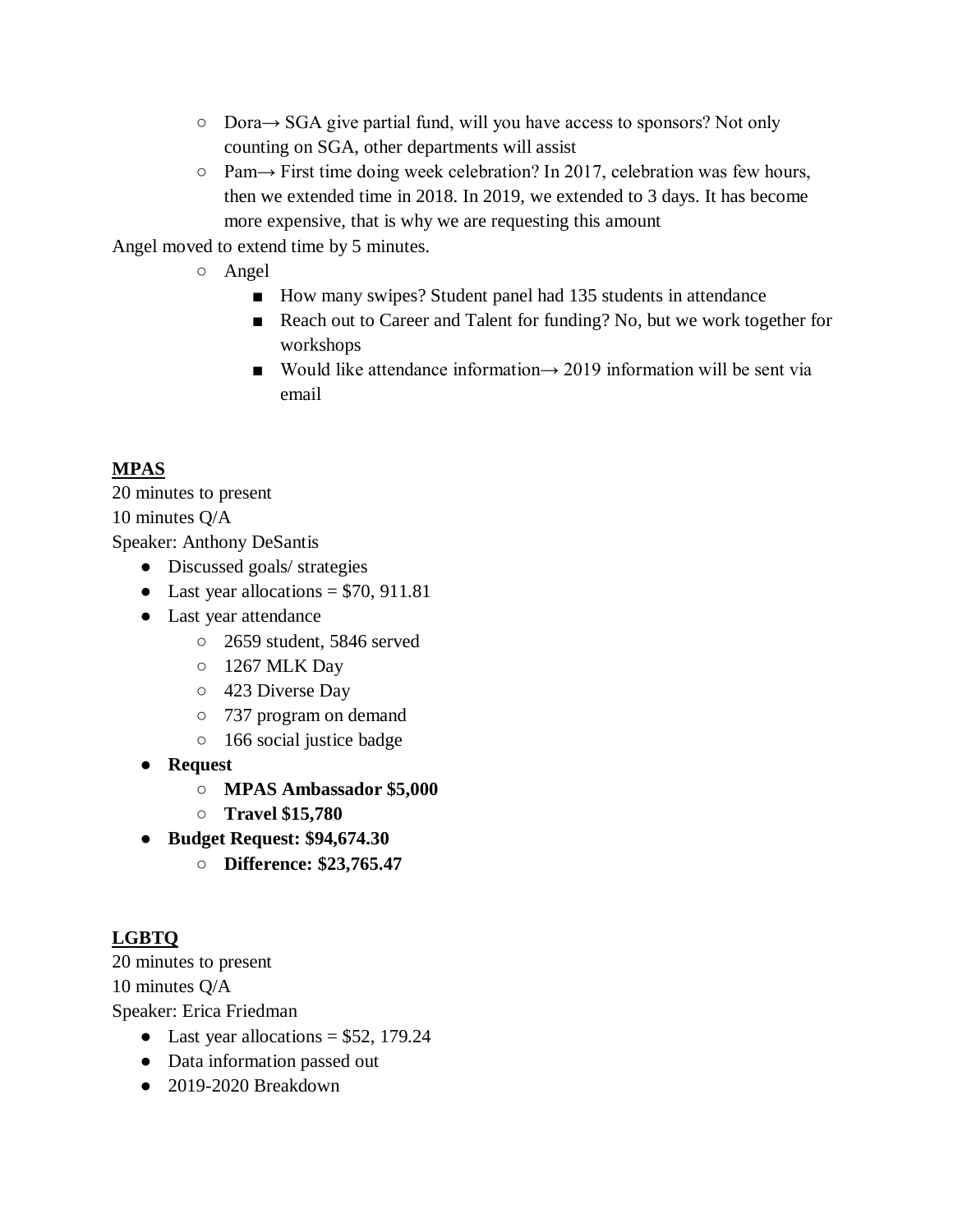- Dora→ SGA give partial fund, will you have access to sponsors? Not only counting on SGA, other departments will assist
  - Pam→ First time doing week celebration? In 2017, celebration was few hours, then we extended time in 2018. In 2019, we extended to 3 days. It has become more expensive, that is why we are requesting this amount

Angel moved to extend time by 5 minutes.

  - Angel
    - How many swipes? Student panel had 135 students in attendance
    - Reach out to Career and Talent for funding? No, but we work together for workshops
    - Would like attendance information→ 2019 information will be sent via email

**<u>MPAS</u>**

20 minutes to present

10 minutes Q/A

Speaker: Anthony DeSantis

- Discussed goals/ strategies
- Last year allocations = $70, 911.81
- Last year attendance
  - 2659 student, 5846 served
  - 1267 MLK Day
  - 423 Diverse Day
  - 737 program on demand
  - 166 social justice badge
- **Request**
  - **MPAS Ambassador $5,000**
  - **Travel $15,780**
- **Budget Request: $94,674.30**
  - **Difference: $23,765.47**

**<u>LGBTQ</u>**

20 minutes to present

10 minutes Q/A

Speaker: Erica Friedman

- Last year allocations = $52, 179.24
- Data information passed out
- 2019-2020 Breakdown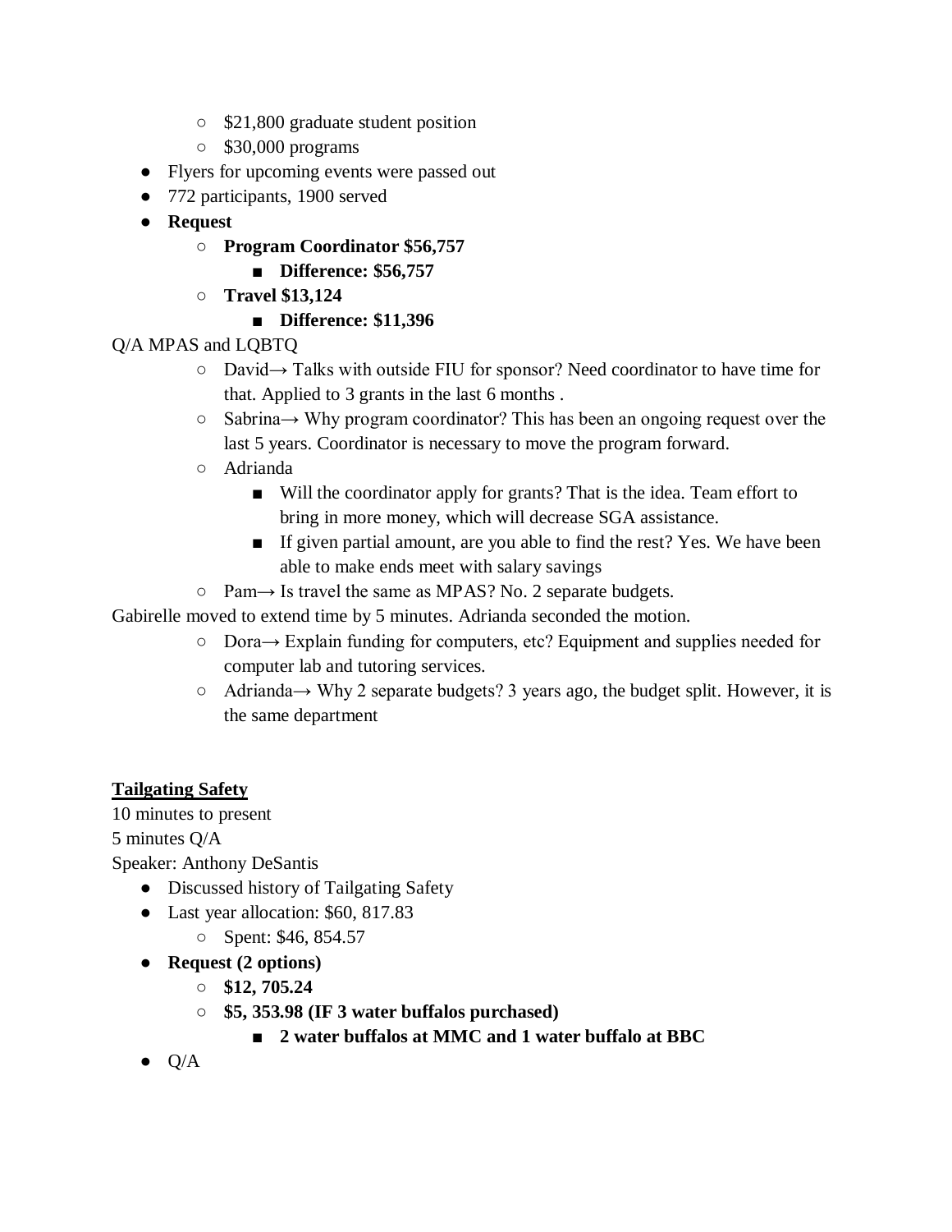- $21,800 graduate student position
- $30,000 programs
- Flyers for upcoming events were passed out
- 772 participants, 1900 served
- **Request**
  - **Program Coordinator $56,757**
    - **Difference: $56,757**
  - **Travel $13,124**
    - **Difference: $11,396**

Q/A MPAS and LQBTQ

- David→ Talks with outside FIU for sponsor? Need coordinator to have time for that. Applied to 3 grants in the last 6 months .
- Sabrina→ Why program coordinator? This has been an ongoing request over the last 5 years. Coordinator is necessary to move the program forward.
- Adrianda
  - Will the coordinator apply for grants? That is the idea. Team effort to bring in more money, which will decrease SGA assistance.
  - If given partial amount, are you able to find the rest? Yes. We have been able to make ends meet with salary savings
- Pam→ Is travel the same as MPAS? No. 2 separate budgets.

Gabirelle moved to extend time by 5 minutes. Adrianda seconded the motion.

- Dora→ Explain funding for computers, etc? Equipment and supplies needed for computer lab and tutoring services.
- Adrianda→ Why 2 separate budgets? 3 years ago, the budget split. However, it is the same department

**Tailgating Safety**

10 minutes to present

5 minutes Q/A

Speaker: Anthony DeSantis

- Discussed history of Tailgating Safety
- Last year allocation: $60, 817.83
  - Spent: $46, 854.57
- **Request (2 options)**
  - **$12, 705.24**
  - **$5, 353.98 (IF 3 water buffalos purchased)**
    - **2 water buffalos at MMC and 1 water buffalo at BBC**
- Q/A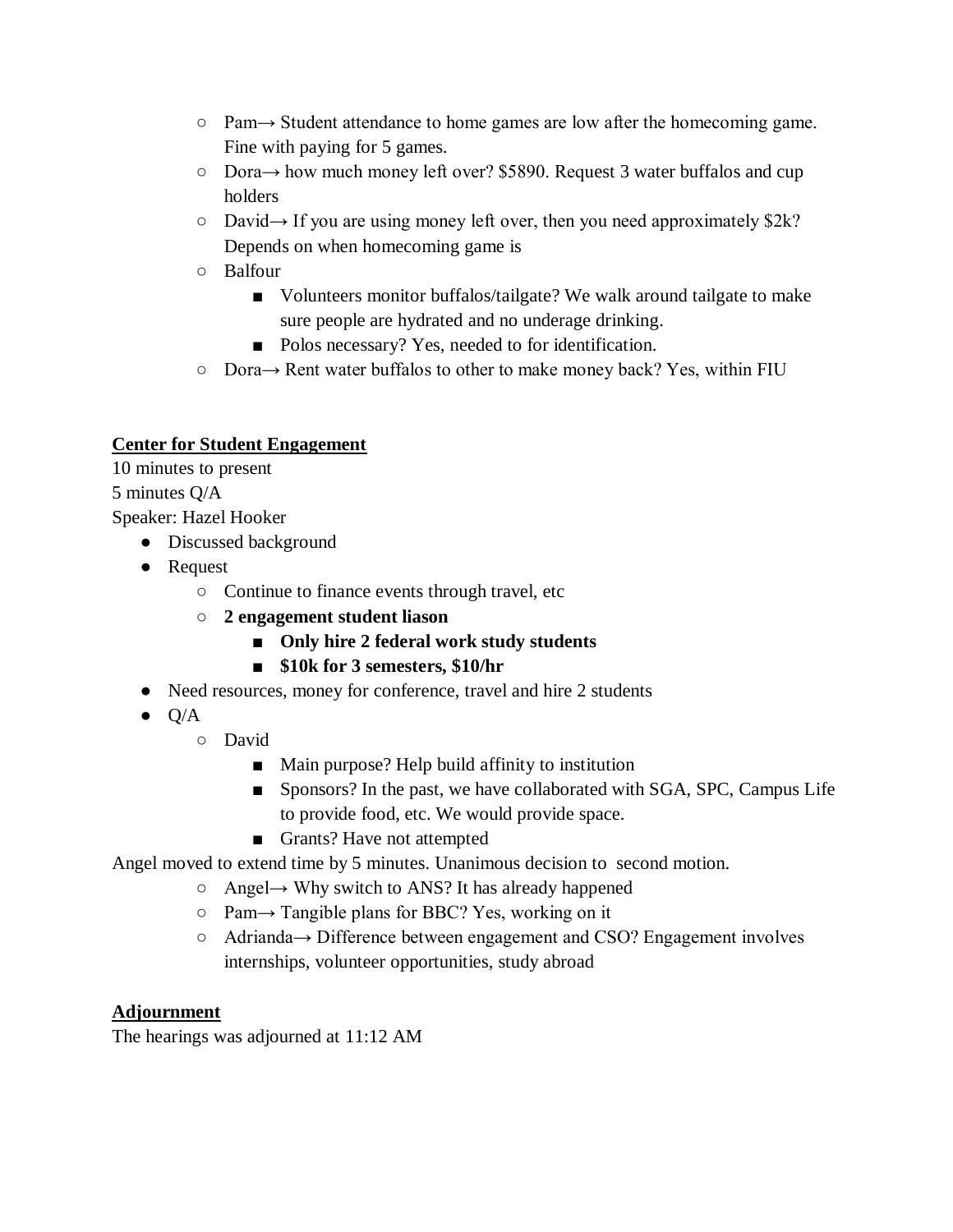- Pam→ Student attendance to home games are low after the homecoming game. Fine with paying for 5 games.
    - Dora→ how much money left over? $5890. Request 3 water buffalos and cup holders
    - David→ If you are using money left over, then you need approximately $2k? Depends on when homecoming game is
    - Balfour
        - Volunteers monitor buffalos/tailgate? We walk around tailgate to make sure people are hydrated and no underage drinking.
        - Polos necessary? Yes, needed to for identification.
    - Dora→ Rent water buffalos to other to make money back? Yes, within FIU

**<u>Center for Student Engagement</u>**

10 minutes to present

5 minutes Q/A

Speaker: Hazel Hooker

- Discussed background
- Request
    - Continue to finance events through travel, etc
    - **2 engagement student liason**
        - **Only hire 2 federal work study students**
        - **$10k for 3 semesters, $10/hr**
- Need resources, money for conference, travel and hire 2 students
- Q/A
    - David
        - Main purpose? Help build affinity to institution
        - Sponsors? In the past, we have collaborated with SGA, SPC, Campus Life to provide food, etc. We would provide space.
        - Grants? Have not attempted

Angel moved to extend time by 5 minutes. Unanimous decision to second motion.

- Angel→ Why switch to ANS? It has already happened
- Pam→ Tangible plans for BBC? Yes, working on it
- Adrianda→ Difference between engagement and CSO? Engagement involves internships, volunteer opportunities, study abroad

**<u>Adjournment</u>**

The hearings was adjourned at 11:12 AM